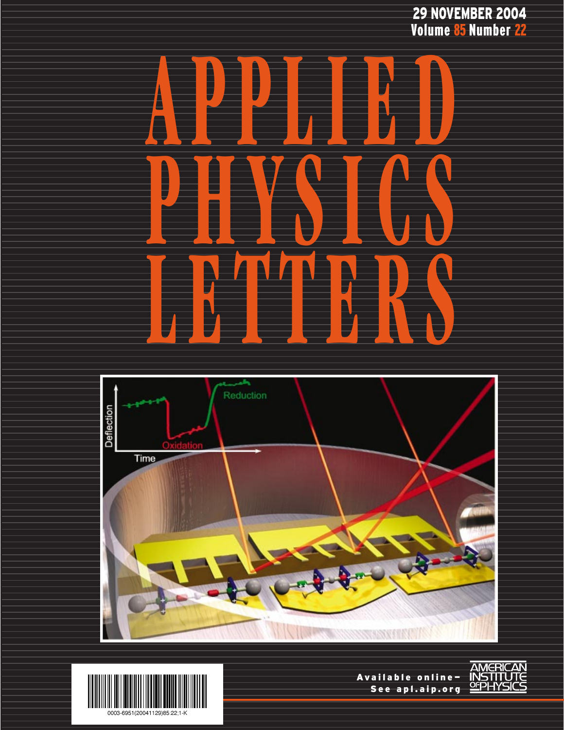29 NOVEMBER 2004
Volume 85 Number 22

# APPLIED PHYSICS LETTERS

0003-6951(20041129)85:22;1-K

Available online–
See apl.aip.org

AMERICAN INSTITUTE OF PHYSICS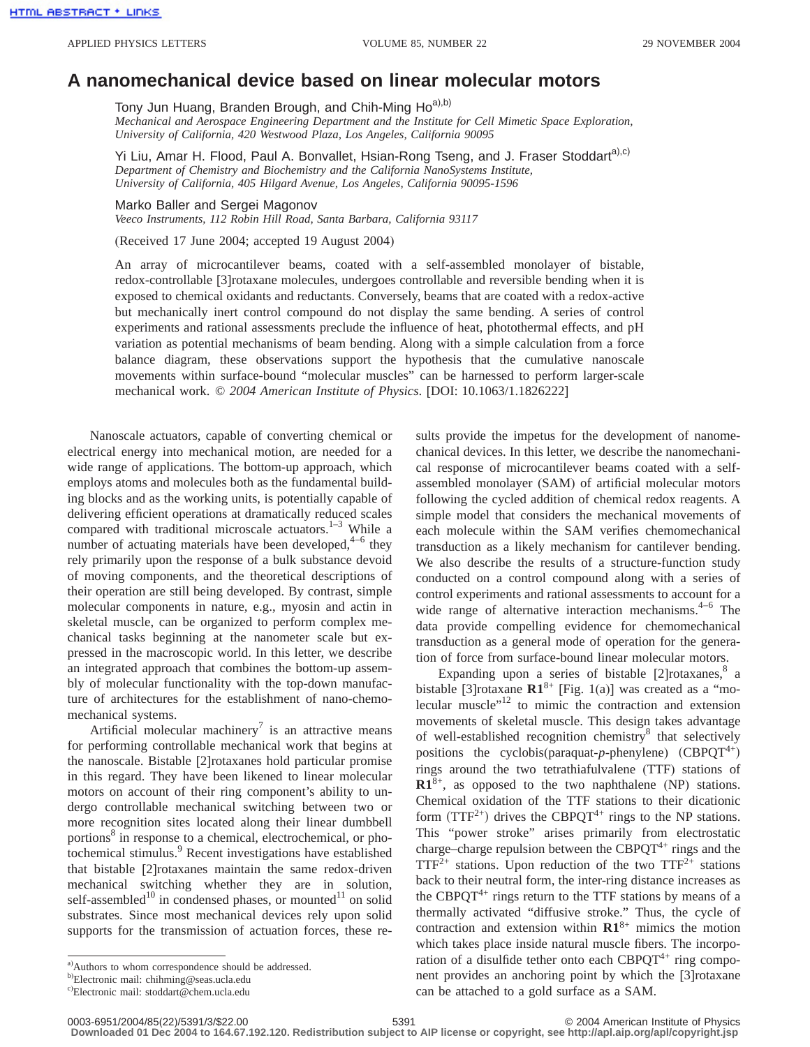# A nanomechanical device based on linear molecular motors

Tony Jun Huang, Branden Brough, and Chih-Ming Ho[a),b)]
*Mechanical and Aerospace Engineering Department and the Institute for Cell Mimetic Space Exploration, University of California, 420 Westwood Plaza, Los Angeles, California 90095*

Yi Liu, Amar H. Flood, Paul A. Bonvallet, Hsian-Rong Tseng, and J. Fraser Stoddart[a),c)]
*Department of Chemistry and Biochemistry and the California NanoSystems Institute, University of California, 405 Hilgard Avenue, Los Angeles, California 90095-1596*

Marko Baller and Sergei Magonov
*Veeco Instruments, 112 Robin Hill Road, Santa Barbara, California 93117*

(Received 17 June 2004; accepted 19 August 2004)

An array of microcantilever beams, coated with a self-assembled monolayer of bistable, redox-controllable [3]rotaxane molecules, undergoes controllable and reversible bending when it is exposed to chemical oxidants and reductants. Conversely, beams that are coated with a redox-active but mechanically inert control compound do not display the same bending. A series of control experiments and rational assessments preclude the influence of heat, photothermal effects, and pH variation as potential mechanisms of beam bending. Along with a simple calculation from a force balance diagram, these observations support the hypothesis that the cumulative nanoscale movements within surface-bound "molecular muscles" can be harnessed to perform larger-scale mechanical work. © *2004 American Institute of Physics*. [DOI: 10.1063/1.1826222]

Nanoscale actuators, capable of converting chemical or electrical energy into mechanical motion, are needed for a wide range of applications. The bottom-up approach, which employs atoms and molecules both as the fundamental building blocks and as the working units, is potentially capable of delivering efficient operations at dramatically reduced scales compared with traditional microscale actuators.[1–3] While a number of actuating materials have been developed,[4–6] they rely primarily upon the response of a bulk substance devoid of moving components, and the theoretical descriptions of their operation are still being developed. By contrast, simple molecular components in nature, e.g., myosin and actin in skeletal muscle, can be organized to perform complex mechanical tasks beginning at the nanometer scale but expressed in the macroscopic world. In this letter, we describe an integrated approach that combines the bottom-up assembly of molecular functionality with the top-down manufacture of architectures for the establishment of nano-chemo-mechanical systems.

Artificial molecular machinery[7] is an attractive means for performing controllable mechanical work that begins at the nanoscale. Bistable [2]rotaxanes hold particular promise in this regard. They have been likened to linear molecular motors on account of their ring component's ability to undergo controllable mechanical switching between two or more recognition sites located along their linear dumbbell portions[8] in response to a chemical, electrochemical, or photochemical stimulus.[9] Recent investigations have established that bistable [2]rotaxanes maintain the same redox-driven mechanical switching whether they are in solution, self-assembled[10] in condensed phases, or mounted[11] on solid substrates. Since most mechanical devices rely upon solid supports for the transmission of actuation forces, these results provide the impetus for the development of nanomechanical devices. In this letter, we describe the nanomechanical response of microcantilever beams coated with a self-assembled monolayer (SAM) of artificial molecular motors following the cycled addition of chemical redox reagents. A simple model that considers the mechanical movements of each molecule within the SAM verifies chemomechanical transduction as a likely mechanism for cantilever bending. We also describe the results of a structure-function study conducted on a control compound along with a series of control experiments and rational assessments to account for a wide range of alternative interaction mechanisms.[4–6] The data provide compelling evidence for chemomechanical transduction as a general mode of operation for the generation of force from surface-bound linear molecular motors.

Expanding upon a series of bistable [2]rotaxanes,[8] a bistable [3]rotaxane **R1**$^{8+}$ [Fig. 1(a)] was created as a "molecular muscle"[12] to mimic the contraction and extension movements of skeletal muscle. This design takes advantage of well-established recognition chemistry[8] that selectively positions the cyclobis(paraquat-*p*-phenylene) ($CBPQT^{4+}$) rings around the two tetrathiafulvalene (TTF) stations of **R1**$^{8+}$, as opposed to the two naphthalene (NP) stations. Chemical oxidation of the TTF stations to their dicationic form ($TTF^{2+}$) drives the $CBPQT^{4+}$ rings to the NP stations. This "power stroke" arises primarily from electrostatic charge–charge repulsion between the $CBPQT^{4+}$ rings and the $TTF^{2+}$ stations. Upon reduction of the two $TTF^{2+}$ stations back to their neutral form, the inter-ring distance increases as the $CBPQT^{4+}$ rings return to the TTF stations by means of a thermally activated "diffusive stroke." Thus, the cycle of contraction and extension within **R1**$^{8+}$ mimics the motion which takes place inside natural muscle fibers. The incorporation of a disulfide tether onto each $CBPQT^{4+}$ ring component provides an anchoring point by which the [3]rotaxane can be attached to a gold surface as a SAM.

---

[a)] Authors to whom correspondence should be addressed.
[b)] Electronic mail: chihming@seas.ucla.edu
[c)] Electronic mail: stoddart@chem.ucla.edu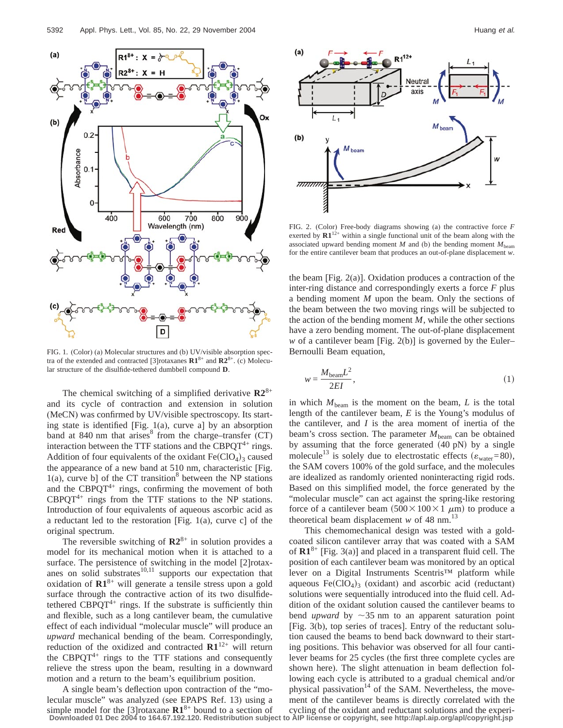FIG. 1. (Color) (a) Molecular structures and (b) UV/visible absorption spectra of the extended and contracted [3]rotaxanes $\mathbf{R1}^{8+}$ and $\mathbf{R2}^{8+}$. (c) Molecular structure of the disulfide-tethered dumbbell compound **D**.

FIG. 2. (Color) Free-body diagrams showing (a) the contractive force $F$ exerted by $\mathbf{R1}^{12+}$ within a single functional unit of the beam along with the associated upward bending moment $M$ and (b) the bending moment $M_{\text{beam}}$ for the entire cantilever beam that produces an out-of-plane displacement $w$.

The chemical switching of a simplified derivative $\mathbf{R2}^{8+}$ and its cycle of contraction and extension in solution (MeCN) was confirmed by UV/visible spectroscopy. Its starting state is identified [Fig. 1(a), curve a] by an absorption band at 840 nm that arises[8] from the charge–transfer (CT) interaction between the TTF stations and the $CBPQT^{4+}$ rings. Addition of four equivalents of the oxidant $Fe(ClO_4)_3$ caused the appearance of a new band at 510 nm, characteristic [Fig. 1(a), curve b] of the CT transition[8] between the NP stations and the $CBPQT^{4+}$ rings, confirming the movement of both $CBPQT^{4+}$ rings from the TTF stations to the NP stations. Introduction of four equivalents of aqueous ascorbic acid as a reductant led to the restoration [Fig. 1(a), curve c] of the original spectrum.

The reversible switching of $\mathbf{R2}^{8+}$ in solution provides a model for its mechanical motion when it is attached to a surface. The persistence of switching in the model [2]rotaxanes on solid substrates[10,11] supports our expectation that oxidation of $\mathbf{R1}^{8+}$ will generate a tensile stress upon a gold surface through the contractive action of its two disulfide-tethered $CBPQT^{4+}$ rings. If the substrate is sufficiently thin and flexible, such as a long cantilever beam, the cumulative effect of each individual "molecular muscle" will produce an *upward* mechanical bending of the beam. Correspondingly, reduction of the oxidized and contracted $\mathbf{R1}^{12+}$ will return the $CBPQT^{4+}$ rings to the TTF stations and consequently relieve the stress upon the beam, resulting in a downward motion and a return to the beam's equilibrium position.

A single beam's deflection upon contraction of the "molecular muscle" was analyzed (see EPAPS Ref. 13) using a simple model for the [3]rotaxane $\mathbf{R1}^{8+}$ bound to a section of the beam [Fig. 2(a)]. Oxidation produces a contraction of the inter-ring distance and correspondingly exerts a force $F$ plus a bending moment $M$ upon the beam. Only the sections of the beam between the two moving rings will be subjected to the action of the bending moment $M$, while the other sections have a zero bending moment. The out-of-plane displacement $w$ of a cantilever beam [Fig. 2(b)] is governed by the Euler–Bernoulli Beam equation,

$$w = \frac{M_{\text{beam}} L^2}{2EI}, \tag{1}$$

in which $M_{\text{beam}}$ is the moment on the beam, $L$ is the total length of the cantilever beam, $E$ is the Young's modulus of the cantilever, and $I$ is the area moment of inertia of the beam's cross section. The parameter $M_{\text{beam}}$ can be obtained by assuming that the force generated (40 pN) by a single molecule[13] is solely due to electrostatic effects ($\varepsilon_{\text{water}} = 80$), the SAM covers 100% of the gold surface, and the molecules are idealized as randomly oriented noninteracting rigid rods. Based on this simplified model, the force generated by the "molecular muscle" can act against the spring-like restoring force of a cantilever beam ($500 \times 100 \times 1\ \mu$m) to produce a theoretical beam displacement $w$ of 48 nm.[13]

This chemomechanical design was tested with a gold-coated silicon cantilever array that was coated with a SAM of $\mathbf{R1}^{8+}$ [Fig. 3(a)] and placed in a transparent fluid cell. The position of each cantilever beam was monitored by an optical lever on a Digital Instruments Scentris™ platform while aqueous $Fe(ClO_4)_3$ (oxidant) and ascorbic acid (reductant) solutions were sequentially introduced into the fluid cell. Addition of the oxidant solution caused the cantilever beams to bend *upward* by ~35 nm to an apparent saturation point [Fig. 3(b), top series of traces]. Entry of the reductant solution caused the beams to bend back downward to their starting positions. This behavior was observed for all four cantilever beams for 25 cycles (the first three complete cycles are shown here). The slight attenuation in beam deflection following each cycle is attributed to a gradual chemical and/or physical passivation[14] of the SAM. Nevertheless, the movement of the cantilever beams is directly correlated with the cycling of the oxidant and reductant solutions and the experi-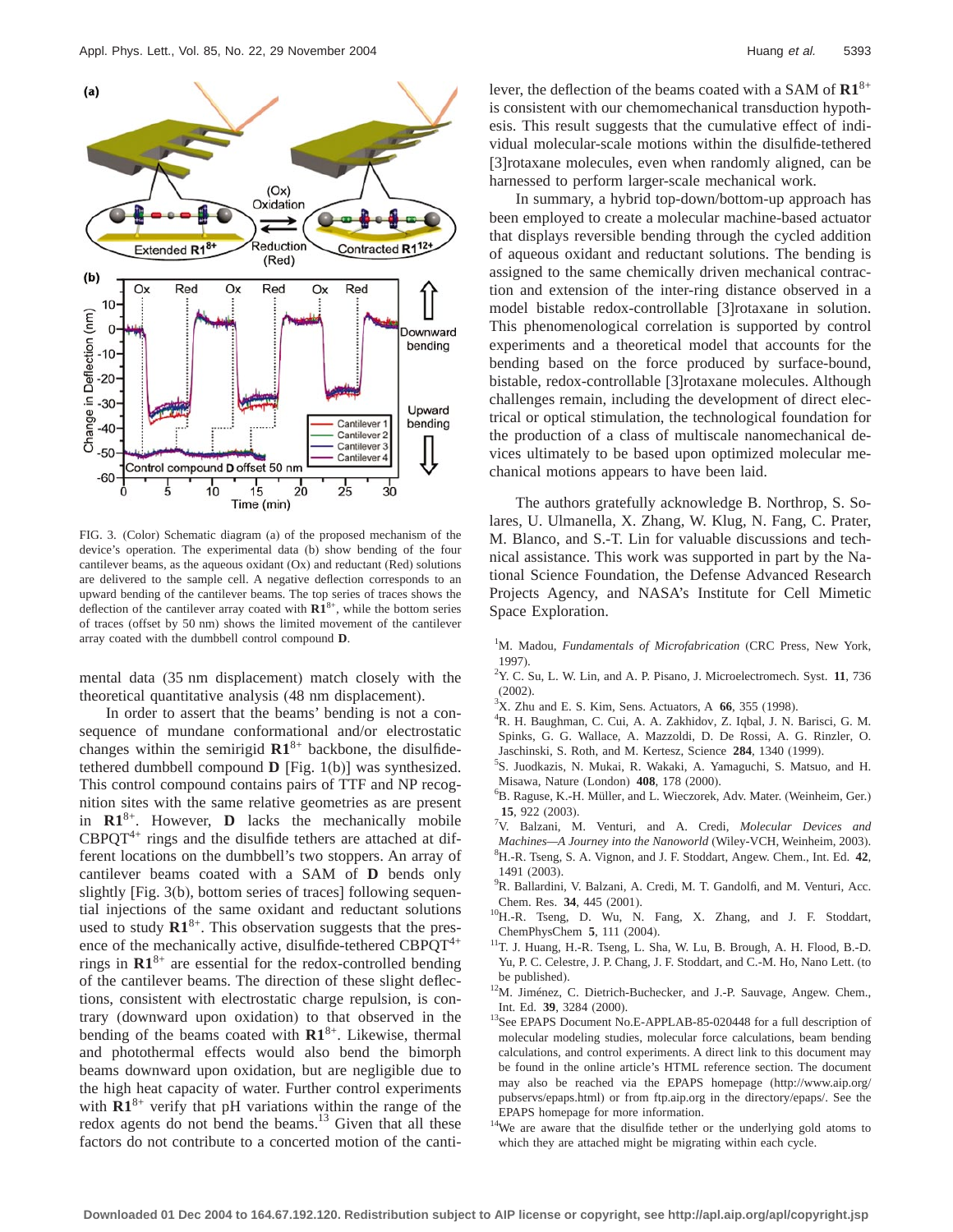(a)

(Ox)
Oxidation

Extended R1$^{8+}$

Reduction
(Red)

Contracted R1$^{12+}$

(b)

Ox Red Ox Red Ox Red

Change in Deflection (nm)

10
0
-10
-20
-30
-40
-50
-60

Downward bending

Upward bending

Cantilever 1
Cantilever 2
Cantilever 3
Cantilever 4

Control compound D offset 50 nm

0 5 10 15 20 25 30

Time (min)

FIG. 3. (Color) Schematic diagram (a) of the proposed mechanism of the device's operation. The experimental data (b) show bending of the four cantilever beams, as the aqueous oxidant (Ox) and reductant (Red) solutions are delivered to the sample cell. A negative deflection corresponds to an upward bending of the cantilever beams. The top series of traces shows the deflection of the cantilever array coated with **R1**$^{8+}$, while the bottom series of traces (offset by 50 nm) shows the limited movement of the cantilever array coated with the dumbbell control compound **D**.

mental data (35 nm displacement) match closely with the theoretical quantitative analysis (48 nm displacement).

In order to assert that the beams' bending is not a consequence of mundane conformational and/or electrostatic changes within the semirigid **R1**$^{8+}$ backbone, the disulfide-tethered dumbbell compound **D** [Fig. 1(b)] was synthesized. This control compound contains pairs of TTF and NP recognition sites with the same relative geometries as are present in **R1**$^{8+}$. However, **D** lacks the mechanically mobile CBPQT$^{4+}$ rings and the disulfide tethers are attached at different locations on the dumbbell's two stoppers. An array of cantilever beams coated with a SAM of **D** bends only slightly [Fig. 3(b), bottom series of traces] following sequential injections of the same oxidant and reductant solutions used to study **R1**$^{8+}$. This observation suggests that the presence of the mechanically active, disulfide-tethered CBPQT$^{4+}$ rings in **R1**$^{8+}$ are essential for the redox-controlled bending of the cantilever beams. The direction of these slight deflections, consistent with electrostatic charge repulsion, is contrary (downward upon oxidation) to that observed in the bending of the beams coated with **R1**$^{8+}$. Likewise, thermal and photothermal effects would also bend the bimorph beams downward upon oxidation, but are negligible due to the high heat capacity of water. Further control experiments with **R1**$^{8+}$ verify that pH variations within the range of the redox agents do not bend the beams.[13] Given that all these factors do not contribute to a concerted motion of the cantilever, the deflection of the beams coated with a SAM of **R1**$^{8+}$ is consistent with our chemomechanical transduction hypothesis. This result suggests that the cumulative effect of individual molecular-scale motions within the disulfide-tethered [3]rotaxane molecules, even when randomly aligned, can be harnessed to perform larger-scale mechanical work.

In summary, a hybrid top-down/bottom-up approach has been employed to create a molecular machine-based actuator that displays reversible bending through the cycled addition of aqueous oxidant and reductant solutions. The bending is assigned to the same chemically driven mechanical contraction and extension of the inter-ring distance observed in a model bistable redox-controllable [3]rotaxane in solution. This phenomenological correlation is supported by control experiments and a theoretical model that accounts for the bending based on the force produced by surface-bound, bistable, redox-controllable [3]rotaxane molecules. Although challenges remain, including the development of direct electrical or optical stimulation, the technological foundation for the production of a class of multiscale nanomechanical devices ultimately to be based upon optimized molecular mechanical motions appears to have been laid.

The authors gratefully acknowledge B. Northrop, S. Solares, U. Ulmanella, X. Zhang, W. Klug, N. Fang, C. Prater, M. Blanco, and S.-T. Lin for valuable discussions and technical assistance. This work was supported in part by the National Science Foundation, the Defense Advanced Research Projects Agency, and NASA's Institute for Cell Mimetic Space Exploration.

[1] M. Madou, *Fundamentals of Microfabrication* (CRC Press, New York, 1997).
[2] Y. C. Su, L. W. Lin, and A. P. Pisano, J. Microelectromech. Syst. **11**, 736 (2002).
[3] X. Zhu and E. S. Kim, Sens. Actuators, A **66**, 355 (1998).
[4] R. H. Baughman, C. Cui, A. A. Zakhidov, Z. Iqbal, J. N. Barisci, G. M. Spinks, G. G. Wallace, A. Mazzoldi, D. De Rossi, A. G. Rinzler, O. Jaschinski, S. Roth, and M. Kertesz, Science **284**, 1340 (1999).
[5] S. Juodkazis, N. Mukai, R. Wakaki, A. Yamaguchi, S. Matsuo, and H. Misawa, Nature (London) **408**, 178 (2000).
[6] B. Raguse, K.-H. Müller, and L. Wieczorek, Adv. Mater. (Weinheim, Ger.) **15**, 922 (2003).
[7] V. Balzani, M. Venturi, and A. Credi, *Molecular Devices and Machines—A Journey into the Nanoworld* (Wiley-VCH, Weinheim, 2003).
[8] H.-R. Tseng, S. A. Vignon, and J. F. Stoddart, Angew. Chem., Int. Ed. **42**, 1491 (2003).
[9] R. Ballardini, V. Balzani, A. Credi, M. T. Gandolfi, and M. Venturi, Acc. Chem. Res. **34**, 445 (2001).
[10] H.-R. Tseng, D. Wu, N. Fang, X. Zhang, and J. F. Stoddart, ChemPhysChem **5**, 111 (2004).
[11] T. J. Huang, H.-R. Tseng, L. Sha, W. Lu, B. Brough, A. H. Flood, B.-D. Yu, P. C. Celestre, J. P. Chang, J. F. Stoddart, and C.-M. Ho, Nano Lett. (to be published).
[12] M. Jiménez, C. Dietrich-Buchecker, and J.-P. Sauvage, Angew. Chem., Int. Ed. **39**, 3284 (2000).
[13] See EPAPS Document No.E-APPLAB-85-020448 for a full description of molecular modeling studies, molecular force calculations, beam bending calculations, and control experiments. A direct link to this document may be found in the online article's HTML reference section. The document may also be reached via the EPAPS homepage (http://www.aip.org/pubservs/epaps.html) or from ftp.aip.org in the directory/epaps/. See the EPAPS homepage for more information.
[14] We are aware that the disulfide tether or the underlying gold atoms to which they are attached might be migrating within each cycle.